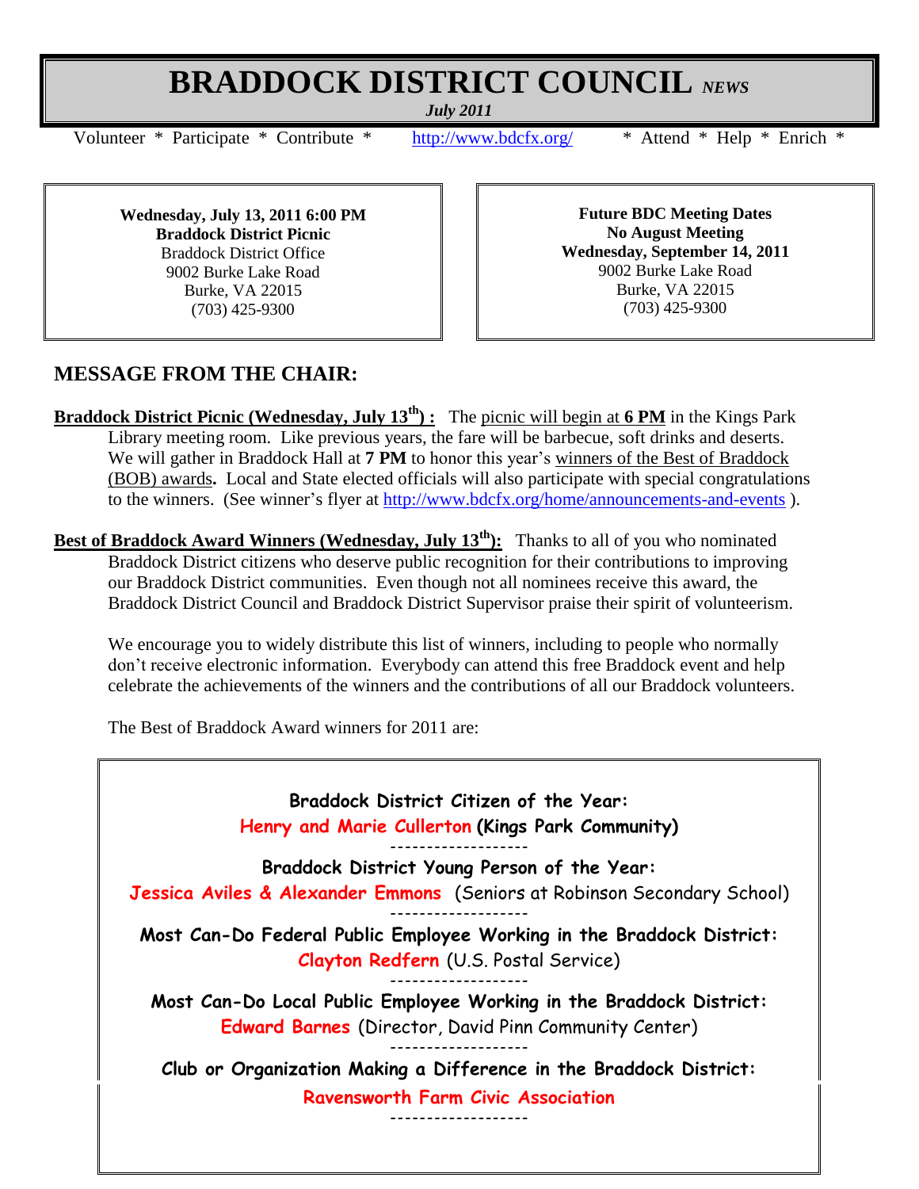# BRADDOCK DISTRICT COUNCIL *NEWS*

***July 2011***

Volunteer * Participate * Contribute * http://www.bdcfx.org/ * Attend * Help * Enrich *

**Wednesday, July 13, 2011 6:00 PM**
**Braddock District Picnic**
Braddock District Office
9002 Burke Lake Road
Burke, VA 22015
(703) 425-9300

**Future BDC Meeting Dates**
**No August Meeting**
**Wednesday, September 14, 2011**
9002 Burke Lake Road
Burke, VA 22015
(703) 425-9300

## MESSAGE FROM THE CHAIR:

**Braddock District Picnic (Wednesday, July 13th) :** The picnic will begin at **6 PM** in the Kings Park Library meeting room. Like previous years, the fare will be barbecue, soft drinks and deserts. We will gather in Braddock Hall at **7 PM** to honor this year's winners of the Best of Braddock (BOB) awards**.** Local and State elected officials will also participate with special congratulations to the winners. (See winner's flyer at http://www.bdcfx.org/home/announcements-and-events ).

**Best of Braddock Award Winners (Wednesday, July 13th):** Thanks to all of you who nominated Braddock District citizens who deserve public recognition for their contributions to improving our Braddock District communities. Even though not all nominees receive this award, the Braddock District Council and Braddock District Supervisor praise their spirit of volunteerism.

We encourage you to widely distribute this list of winners, including to people who normally don't receive electronic information. Everybody can attend this free Braddock event and help celebrate the achievements of the winners and the contributions of all our Braddock volunteers.

The Best of Braddock Award winners for 2011 are:

**Braddock District Citizen of the Year:**
**Henry and Marie Cullerton (Kings Park Community)**

-------------------

**Braddock District Young Person of the Year:**
**Jessica Aviles & Alexander Emmons** (Seniors at Robinson Secondary School)

-------------------

**Most Can-Do Federal Public Employee Working in the Braddock District:**
**Clayton Redfern** (U.S. Postal Service)

-------------------

**Most Can-Do Local Public Employee Working in the Braddock District:**
**Edward Barnes** (Director, David Pinn Community Center)

-------------------

**Club or Organization Making a Difference in the Braddock District:**
**Ravensworth Farm Civic Association**

-------------------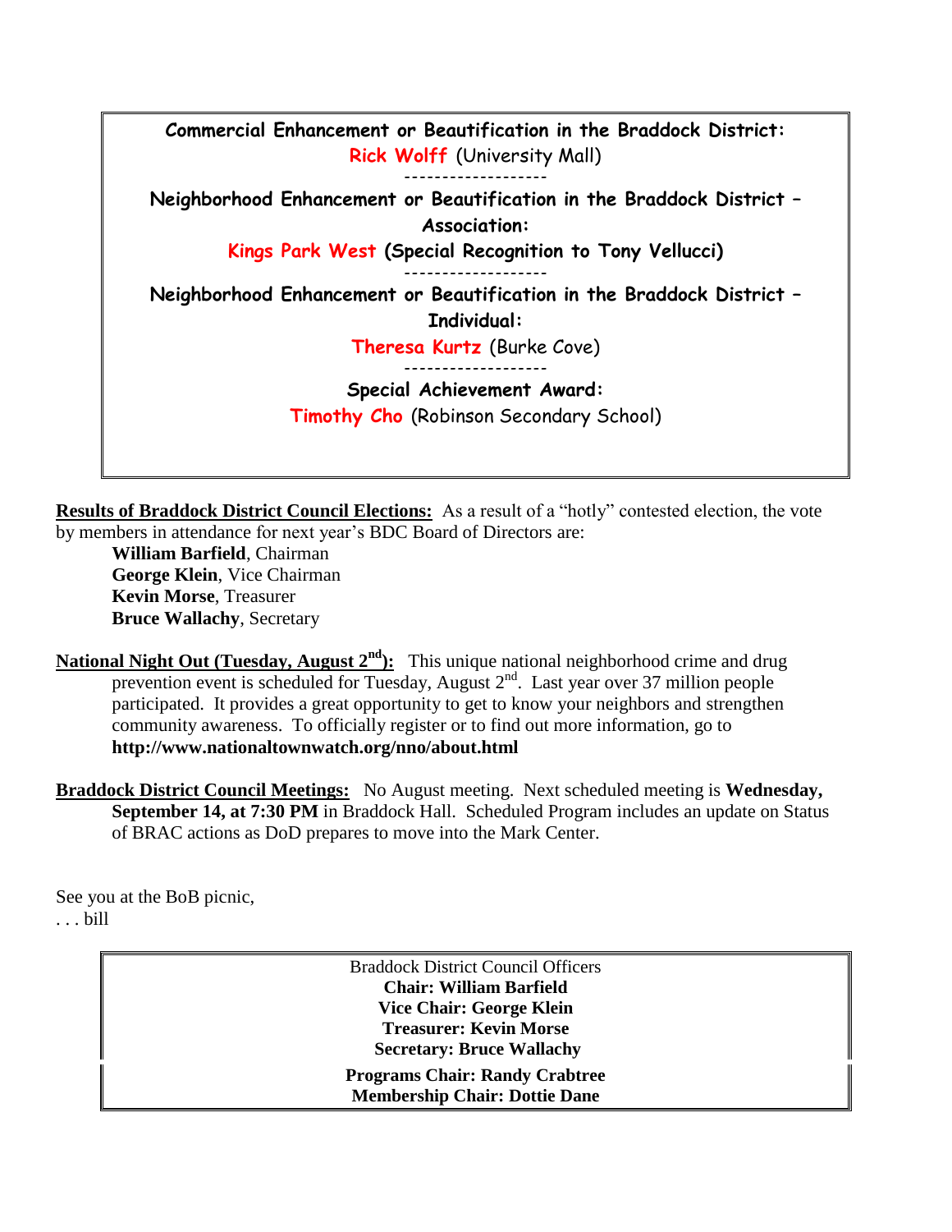**Commercial Enhancement or Beautification in the Braddock District:**
Rick Wolff (University Mall)

-------------------

**Neighborhood Enhancement or Beautification in the Braddock District – Association:**
Kings Park West **(Special Recognition to Tony Vellucci)**

-------------------

**Neighborhood Enhancement or Beautification in the Braddock District – Individual:**
Theresa Kurtz (Burke Cove)

-------------------

**Special Achievement Award:**
Timothy Cho (Robinson Secondary School)

**Results of Braddock District Council Elections:** As a result of a "hotly" contested election, the vote by members in attendance for next year's BDC Board of Directors are:

**William Barfield**, Chairman
**George Klein**, Vice Chairman
**Kevin Morse**, Treasurer
**Bruce Wallachy**, Secretary

**National Night Out (Tuesday, August 2nd):** This unique national neighborhood crime and drug prevention event is scheduled for Tuesday, August 2nd. Last year over 37 million people participated. It provides a great opportunity to get to know your neighbors and strengthen community awareness. To officially register or to find out more information, go to **http://www.nationaltownwatch.org/nno/about.html**

**Braddock District Council Meetings:** No August meeting. Next scheduled meeting is **Wednesday, September 14, at 7:30 PM** in Braddock Hall. Scheduled Program includes an update on Status of BRAC actions as DoD prepares to move into the Mark Center.

See you at the BoB picnic,
. . . bill

Braddock District Council Officers
**Chair: William Barfield**
**Vice Chair: George Klein**
**Treasurer: Kevin Morse**
**Secretary: Bruce Wallachy**
**Programs Chair: Randy Crabtree**
**Membership Chair: Dottie Dane**